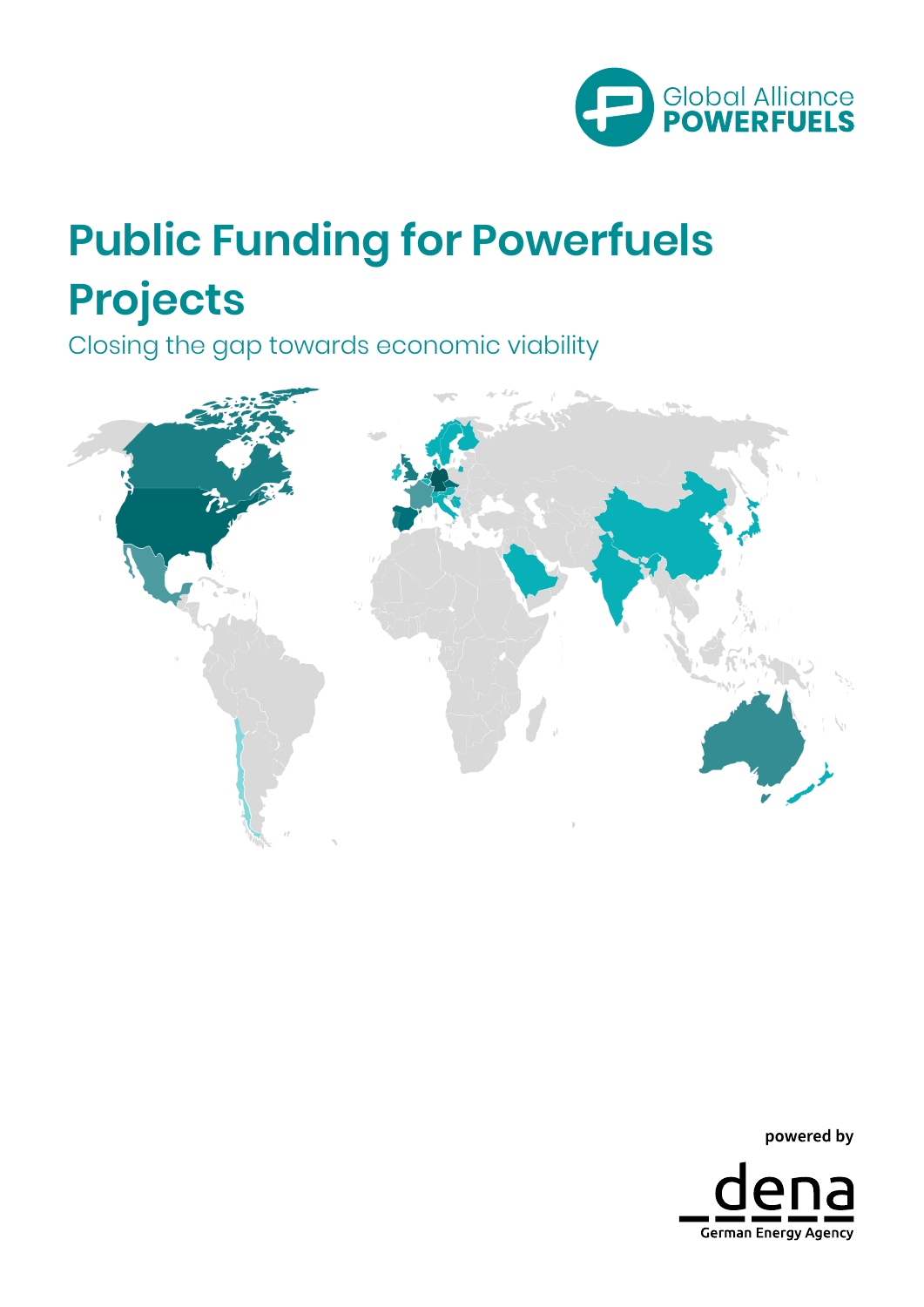Global Alliance
**POWERFUELS**

# Public Funding for Powerfuels Projects

Closing the gap towards economic viability

powered by

dena
German Energy Agency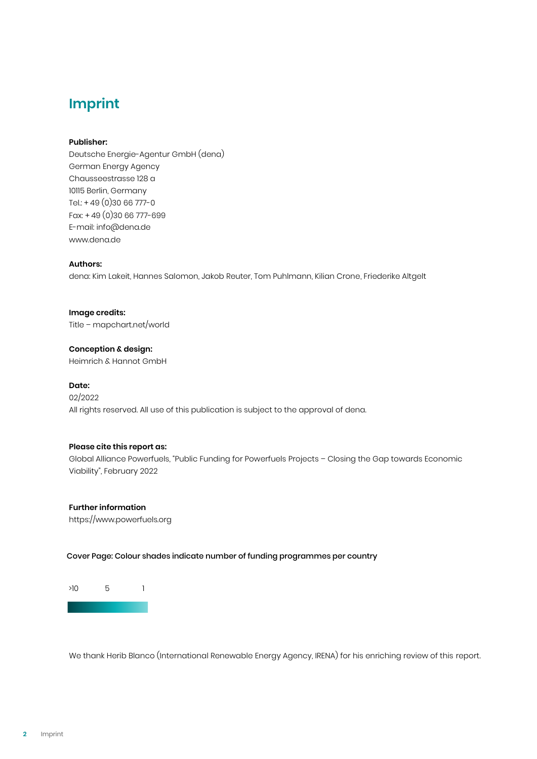# Imprint

**Publisher:**
Deutsche Energie-Agentur GmbH (dena)
German Energy Agency
Chausseestrasse 128 a
10115 Berlin, Germany
Tel.: + 49 (0)30 66 777-0
Fax: + 49 (0)30 66 777-699
E-mail: info@dena.de
www.dena.de

**Authors:**
dena: Kim Lakeit, Hannes Salomon, Jakob Reuter, Tom Puhlmann, Kilian Crone, Friederike Altgelt

**Image credits:**
Title – mapchart.net/world

**Conception & design:**
Heimrich & Hannot GmbH

**Date:**
02/2022
All rights reserved. All use of this publication is subject to the approval of dena.

**Please cite this report as:**
Global Alliance Powerfuels, "Public Funding for Powerfuels Projects – Closing the Gap towards Economic Viability", February 2022

**Further information**
https://www.powerfuels.org

Cover Page: Colour shades indicate number of funding programmes per country

>10 5 1

We thank Herib Blanco (International Renewable Energy Agency, IRENA) for his enriching review of this report.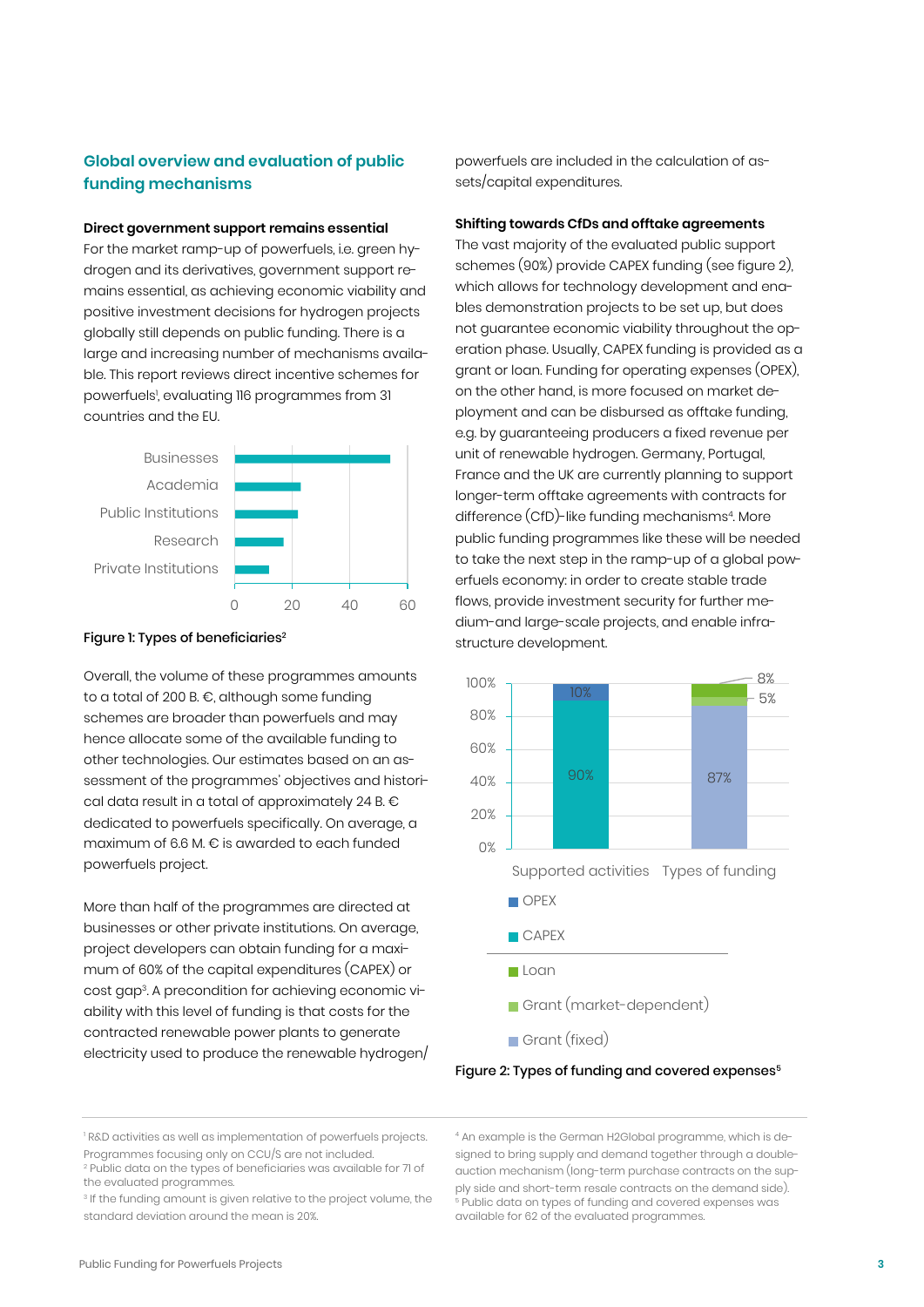## Global overview and evaluation of public funding mechanisms

**Direct government support remains essential**

For the market ramp-up of powerfuels, i.e. green hydrogen and its derivatives, government support remains essential, as achieving economic viability and positive investment decisions for hydrogen projects globally still depends on public funding. There is a large and increasing number of mechanisms available. This report reviews direct incentive schemes for powerfuels[1], evaluating 116 programmes from 31 countries and the EU.

Figure 1: Types of beneficiaries[2]

Overall, the volume of these programmes amounts to a total of 200 B. €, although some funding schemes are broader than powerfuels and may hence allocate some of the available funding to other technologies. Our estimates based on an assessment of the programmes' objectives and historical data result in a total of approximately 24 B. € dedicated to powerfuels specifically. On average, a maximum of 6.6 M. € is awarded to each funded powerfuels project.

More than half of the programmes are directed at businesses or other private institutions. On average, project developers can obtain funding for a maximum of 60% of the capital expenditures (CAPEX) or cost gap[3]. A precondition for achieving economic viability with this level of funding is that costs for the contracted renewable power plants to generate electricity used to produce the renewable hydrogen/powerfuels are included in the calculation of assets/capital expenditures.

**Shifting towards CfDs and offtake agreements**

The vast majority of the evaluated public support schemes (90%) provide CAPEX funding (see figure 2), which allows for technology development and enables demonstration projects to be set up, but does not guarantee economic viability throughout the operation phase. Usually, CAPEX funding is provided as a grant or loan. Funding for operating expenses (OPEX), on the other hand, is more focused on market deployment and can be disbursed as offtake funding, e.g. by guaranteeing producers a fixed revenue per unit of renewable hydrogen. Germany, Portugal, France and the UK are currently planning to support longer-term offtake agreements with contracts for difference (CfD)-like funding mechanisms[4]. More public funding programmes like these will be needed to take the next step in the ramp-up of a global powerfuels economy: in order to create stable trade flows, provide investment security for further medium- and large-scale projects, and enable infrastructure development.

Figure 2: Types of funding and covered expenses[5]

---

[1] R&D activities as well as implementation of powerfuels projects. Programmes focusing only on CCU/S are not included.

[2] Public data on the types of beneficiaries was available for 71 of the evaluated programmes.

[3] If the funding amount is given relative to the project volume, the standard deviation around the mean is 20%.

[4] An example is the German H2Global programme, which is designed to bring supply and demand together through a double-auction mechanism (long-term purchase contracts on the supply side and short-term resale contracts on the demand side).

[5] Public data on types of funding and covered expenses was available for 62 of the evaluated programmes.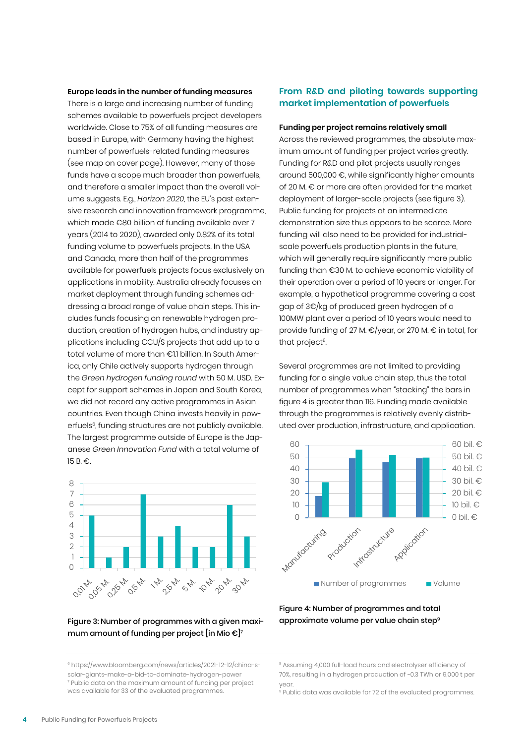**Europe leads in the number of funding measures**

There is a large and increasing number of funding schemes available to powerfuels project developers worldwide. Close to 75% of all funding measures are based in Europe, with Germany having the highest number of powerfuels-related funding measures (see map on cover page). However, many of those funds have a scope much broader than powerfuels, and therefore a smaller impact than the overall volume suggests. E.g., *Horizon 2020*, the EU's past extensive research and innovation framework programme, which made €80 billion of funding available over 7 years (2014 to 2020), awarded only 0.82% of its total funding volume to powerfuels projects. In the USA and Canada, more than half of the programmes available for powerfuels projects focus exclusively on applications in mobility. Australia already focuses on market deployment through funding schemes addressing a broad range of value chain steps. This includes funds focusing on renewable hydrogen production, creation of hydrogen hubs, and industry applications including CCU/S projects that add up to a total volume of more than €1.1 billion. In South America, only Chile actively supports hydrogen through the *Green hydrogen funding round* with 50 M. USD. Except for support schemes in Japan and South Korea, we did not record any active programmes in Asian countries. Even though China invests heavily in powerfuels[6], funding structures are not publicly available. The largest programme outside of Europe is the Japanese *Green Innovation Fund* with a total volume of 15 B. €.

| Maximum amount of funding per project | Number of programmes |
|---|---|
| 0,01 M. | 5 |
| 0,05 M. | 1 |
| 0,25 M. | 2 |
| 0,5 M. | 7 |
| 1 M. | 3 |
| 2,5 M. | 4 |
| 5 M. | 2 |
| 10 M. | 2 |
| 20 M. | 6 |
| 30 M. | 3 |

**Figure 3: Number of programmes with a given maximum amount of funding per project [in Mio €][7]**

## From R&D and piloting towards supporting market implementation of powerfuels

**Funding per project remains relatively small**

Across the reviewed programmes, the absolute maximum amount of funding per project varies greatly. Funding for R&D and pilot projects usually ranges around 500,000 €, while significantly higher amounts of 20 M. € or more are often provided for the market deployment of larger-scale projects (see figure 3). Public funding for projects at an intermediate demonstration size thus appears to be scarce. More funding will also need to be provided for industrial-scale powerfuels production plants in the future, which will generally require significantly more public funding than €30 M. to achieve economic viability of their operation over a period of 10 years or longer. For example, a hypothetical programme covering a cost gap of 3€/kg of produced green hydrogen of a 100MW plant over a period of 10 years would need to provide funding of 27 M. €/year, or 270 M. € in total, for that project[8].

Several programmes are not limited to providing funding for a single value chain step, thus the total number of programmes when "stacking" the bars in figure 4 is greater than 116. Funding made available through the programmes is relatively evenly distributed over production, infrastructure, and application.

| Value chain step | Number of programmes | Volume |
|---|---|---|
| Manufacturing | ~18 | ~29 bil. € |
| Production | ~49 | ~56 bil. € |
| Infrastructure | ~46 | ~52 bil. € |
| Application | ~49 | ~50 bil. € |

**Figure 4: Number of programmes and total approximate volume per value chain step[9]**

[6] https://www.bloomberg.com/news/articles/2021-12-12/china-s-solar-giants-make-a-bid-to-dominate-hydrogen-power

[7] Public data on the maximum amount of funding per project was available for 33 of the evaluated programmes.

[8] Assuming 4,000 full-load hours and electrolyser efficiency of 70%, resulting in a hydrogen production of ~0.3 TWh or 9,000 t per year.

[9] Public data was available for 72 of the evaluated programmes.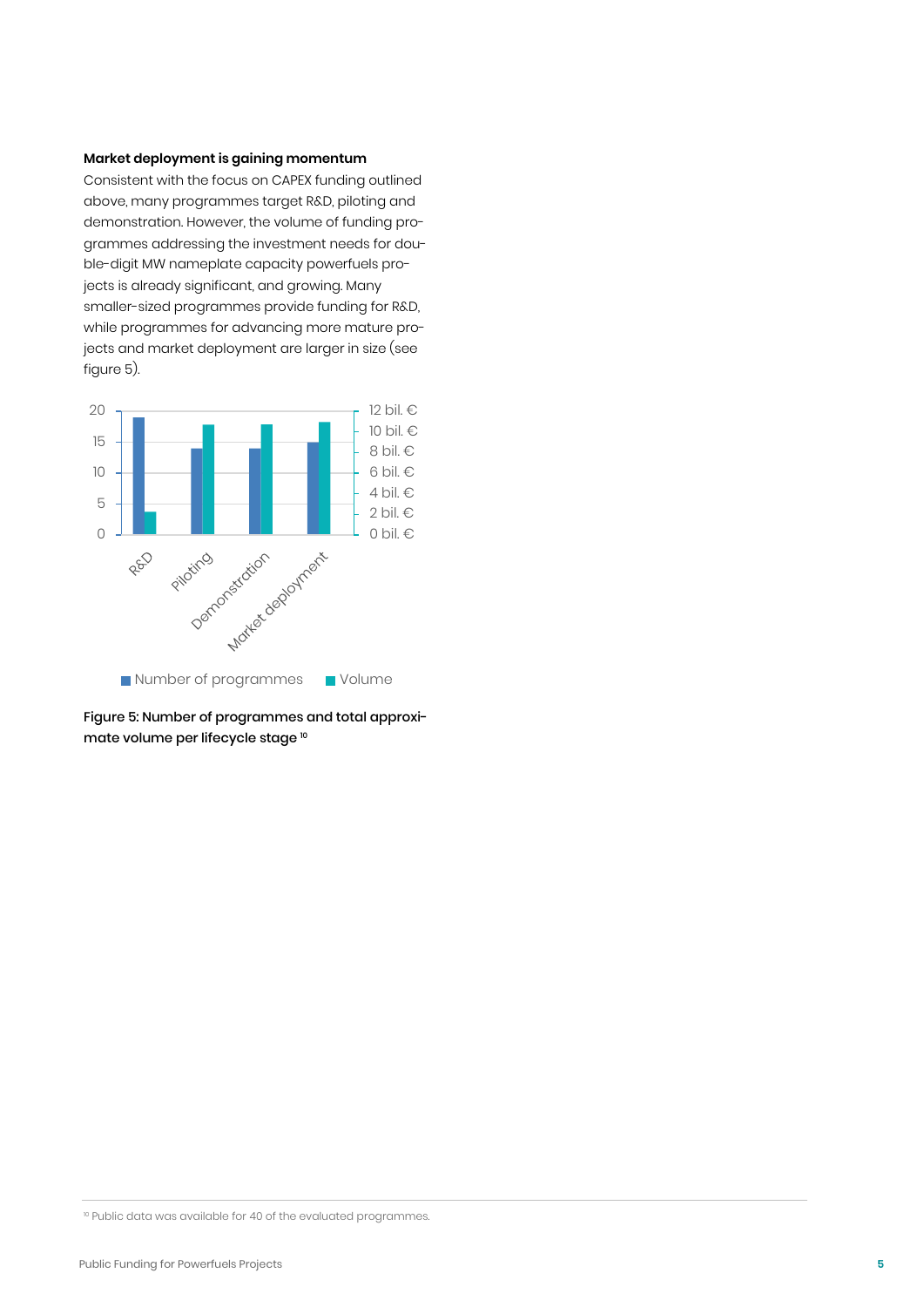**Market deployment is gaining momentum**

Consistent with the focus on CAPEX funding outlined above, many programmes target R&D, piloting and demonstration. However, the volume of funding programmes addressing the investment needs for double-digit MW nameplate capacity powerfuels projects is already significant, and growing. Many smaller-sized programmes provide funding for R&D, while programmes for advancing more mature projects and market deployment are larger in size (see figure 5).

**Figure 5: Number of programmes and total approximate volume per lifecycle stage** [10]

[10] Public data was available for 40 of the evaluated programmes.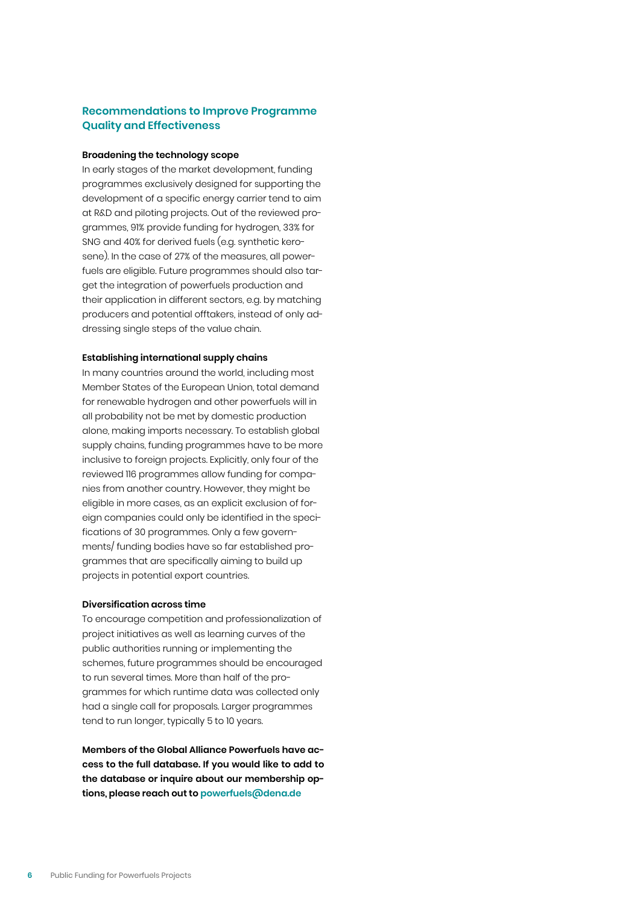## Recommendations to Improve Programme Quality and Effectiveness

**Broadening the technology scope**

In early stages of the market development, funding programmes exclusively designed for supporting the development of a specific energy carrier tend to aim at R&D and piloting projects. Out of the reviewed programmes, 91% provide funding for hydrogen, 33% for SNG and 40% for derived fuels (e.g. synthetic kerosene). In the case of 27% of the measures, all powerfuels are eligible. Future programmes should also target the integration of powerfuels production and their application in different sectors, e.g. by matching producers and potential offtakers, instead of only addressing single steps of the value chain.

**Establishing international supply chains**

In many countries around the world, including most Member States of the European Union, total demand for renewable hydrogen and other powerfuels will in all probability not be met by domestic production alone, making imports necessary. To establish global supply chains, funding programmes have to be more inclusive to foreign projects. Explicitly, only four of the reviewed 116 programmes allow funding for companies from another country. However, they might be eligible in more cases, as an explicit exclusion of foreign companies could only be identified in the specifications of 30 programmes. Only a few governments/ funding bodies have so far established programmes that are specifically aiming to build up projects in potential export countries.

**Diversification across time**

To encourage competition and professionalization of project initiatives as well as learning curves of the public authorities running or implementing the schemes, future programmes should be encouraged to run several times. More than half of the programmes for which runtime data was collected only had a single call for proposals. Larger programmes tend to run longer, typically 5 to 10 years.

**Members of the Global Alliance Powerfuels have access to the full database. If you would like to add to the database or inquire about our membership options, please reach out to powerfuels@dena.de**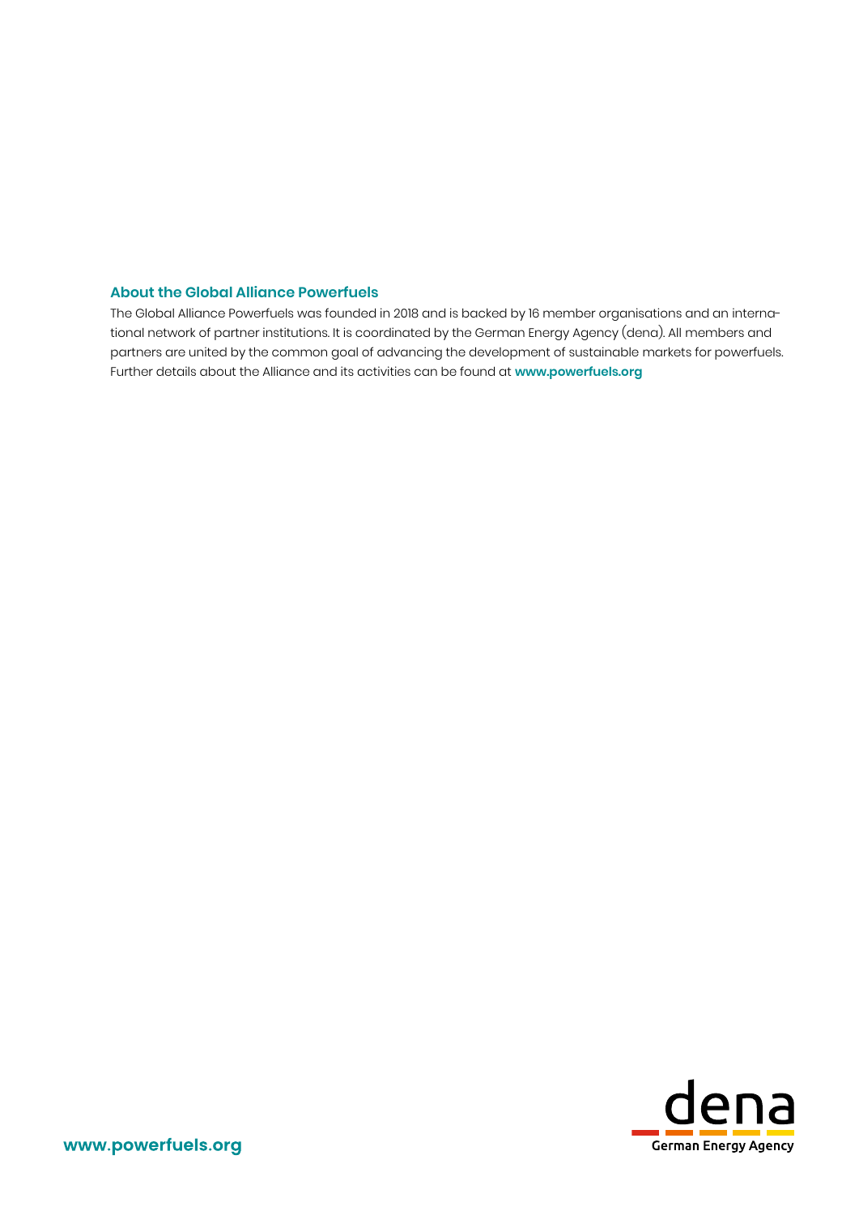### About the Global Alliance Powerfuels

The Global Alliance Powerfuels was founded in 2018 and is backed by 16 member organisations and an international network of partner institutions. It is coordinated by the German Energy Agency (dena). All members and partners are united by the common goal of advancing the development of sustainable markets for powerfuels. Further details about the Alliance and its activities can be found at **www.powerfuels.org**

**www.powerfuels.org**

dena
German Energy Agency